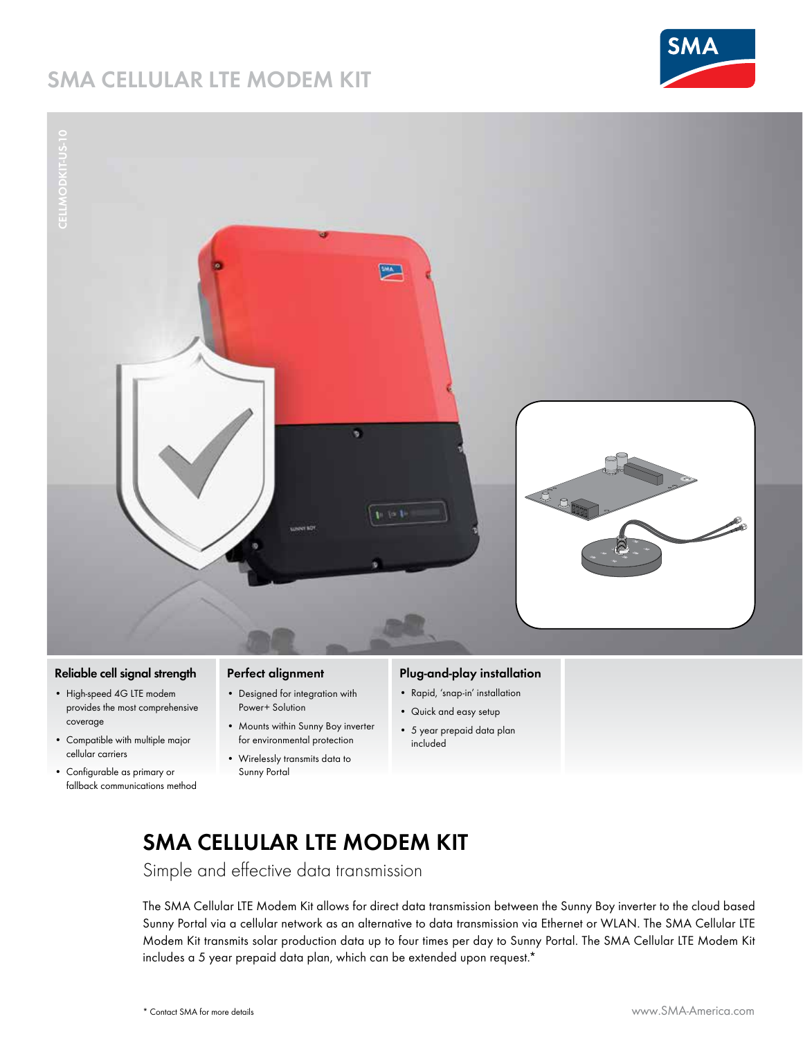# SMA CELLULAR LTE MODEM KIT

CELLMODKIT-US-10

### Reliable cell signal strength

- High-speed 4G LTE modem provides the most comprehensive coverage
- Compatible with multiple major cellular carriers
- Configurable as primary or fallback communications method

### Perfect alignment

- Designed for integration with Power+ Solution
- Mounts within Sunny Boy inverter for environmental protection
- Wirelessly transmits data to Sunny Portal

### Plug-and-play installation

- Rapid, 'snap-in' installation
- Quick and easy setup
- 5 year prepaid data plan included

## SMA CELLULAR LTE MODEM KIT

Simple and effective data transmission

The SMA Cellular LTE Modem Kit allows for direct data transmission between the Sunny Boy inverter to the cloud based Sunny Portal via a cellular network as an alternative to data transmission via Ethernet or WLAN. The SMA Cellular LTE Modem Kit transmits solar production data up to four times per day to Sunny Portal. The SMA Cellular LTE Modem Kit includes a 5 year prepaid data plan, which can be extended upon request.*

* Contact SMA for more details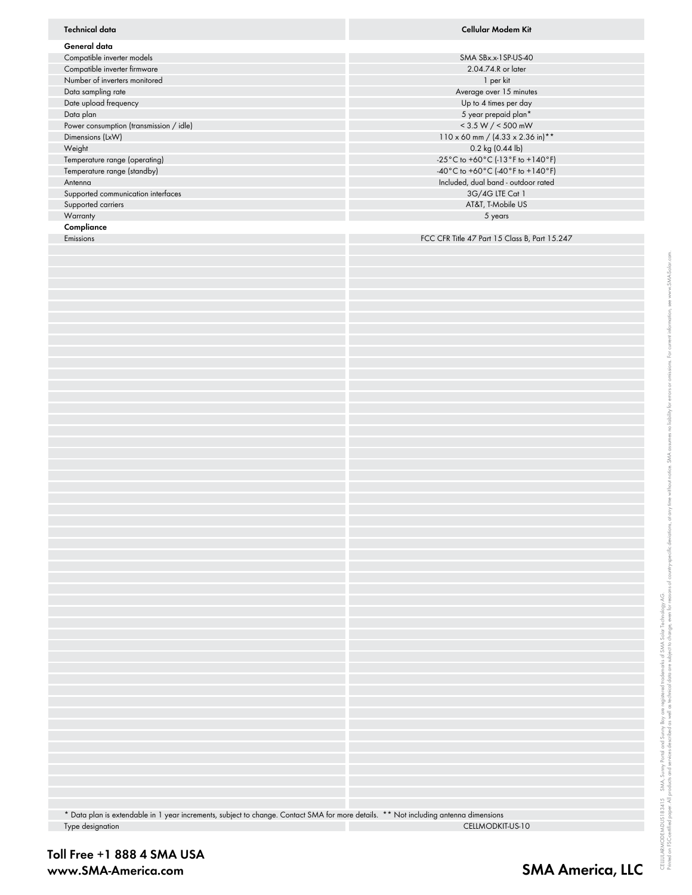| Technical data | Cellular Modem Kit |
|---|---|
| **General data** | |
| Compatible inverter models | SMA SBx.x-1SP-US-40 |
| Compatible inverter firmware | 2.04.74.R or later |
| Number of inverters monitored | 1 per kit |
| Data sampling rate | Average over 15 minutes |
| Date upload frequency | Up to 4 times per day |
| Data plan | 5 year prepaid plan* |
| Power consumption (transmission / idle) | < 3.5 W / < 500 mW |
| Dimensions (LxW) | 110 x 60 mm / (4.33 x 2.36 in)** |
| Weight | 0.2 kg (0.44 lb) |
| Temperature range (operating) | -25°C to +60°C (-13°F to +140°F) |
| Temperature range (standby) | -40°C to +60°C (-40°F to +140°F) |
| Antenna | Included, dual band - outdoor rated |
| Supported communication interfaces | 3G/4G LTE Cat 1 |
| Supported carriers | AT&T, T-Mobile US |
| Warranty | 5 years |
| **Compliance** | |
| Emissions | FCC CFR Title 47 Part 15 Class B, Part 15.247 |

* Data plan is extendable in 1 year increments, subject to change. Contact SMA for more details. ** Not including antenna dimensions

| | |
|---|---|
| Type designation | CELLMODKIT-US-10 |

**Toll Free +1 888 4 SMA USA**
**www.SMA-America.com**

**SMA America, LLC**

CELLULARMODEMDUS1813415 SMA, Sunny Portal and Sunny Boy are registered trademarks of SMA Solar Technology AG. Printed on FSC-certified paper. All products and services described as well as technical data are subject to change, even for reasons of country-specific deviations, at any time without notice. SMA assumes no liability for errors or omissions. For current information, see www.SMA-Solar.com.